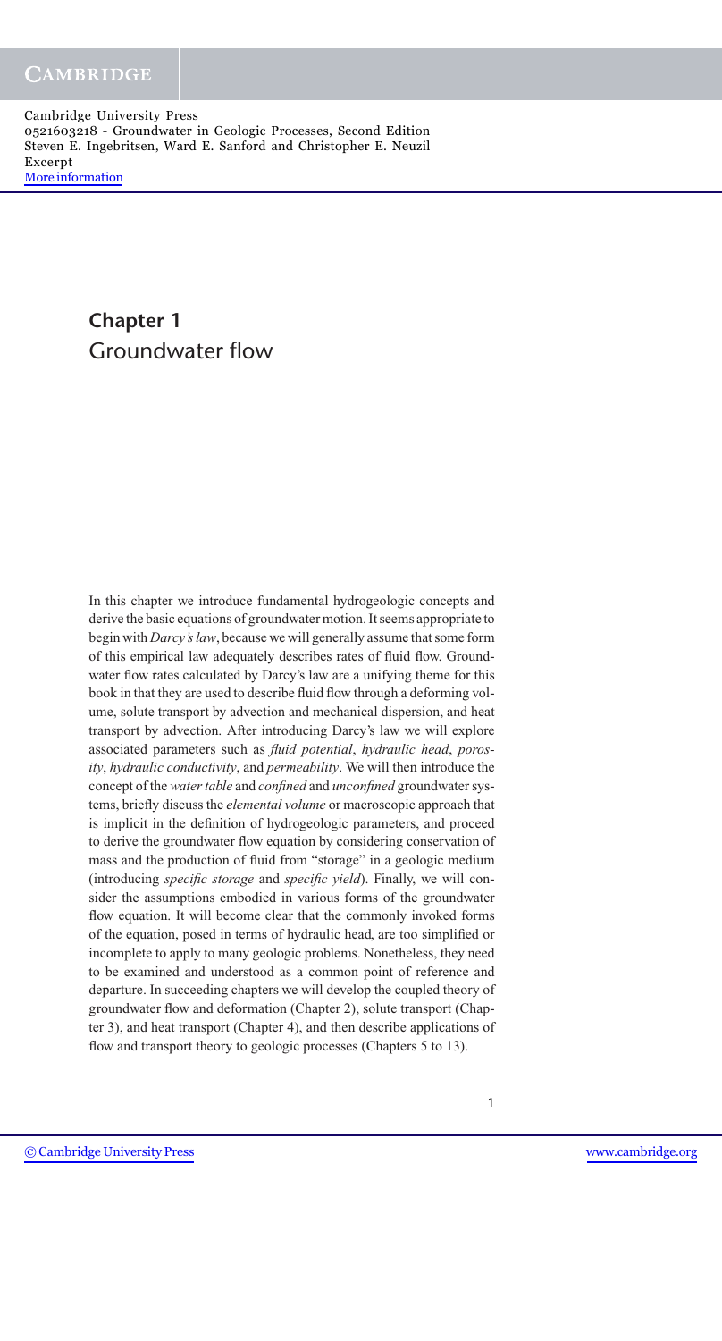# Chapter 1
# Groundwater flow

In this chapter we introduce fundamental hydrogeologic concepts and derive the basic equations of groundwater motion. It seems appropriate to begin with *Darcy's law*, because we will generally assume that some form of this empirical law adequately describes rates of fluid flow. Groundwater flow rates calculated by Darcy's law are a unifying theme for this book in that they are used to describe fluid flow through a deforming volume, solute transport by advection and mechanical dispersion, and heat transport by advection. After introducing Darcy's law we will explore associated parameters such as *fluid potential*, *hydraulic head*, *porosity*, *hydraulic conductivity*, and *permeability*. We will then introduce the concept of the *water table* and *confined* and *unconfined* groundwater systems, briefly discuss the *elemental volume* or macroscopic approach that is implicit in the definition of hydrogeologic parameters, and proceed to derive the groundwater flow equation by considering conservation of mass and the production of fluid from "storage" in a geologic medium (introducing *specific storage* and *specific yield*). Finally, we will consider the assumptions embodied in various forms of the groundwater flow equation. It will become clear that the commonly invoked forms of the equation, posed in terms of hydraulic head, are too simplified or incomplete to apply to many geologic problems. Nonetheless, they need to be examined and understood as a common point of reference and departure. In succeeding chapters we will develop the coupled theory of groundwater flow and deformation (Chapter 2), solute transport (Chapter 3), and heat transport (Chapter 4), and then describe applications of flow and transport theory to geologic processes (Chapters 5 to 13).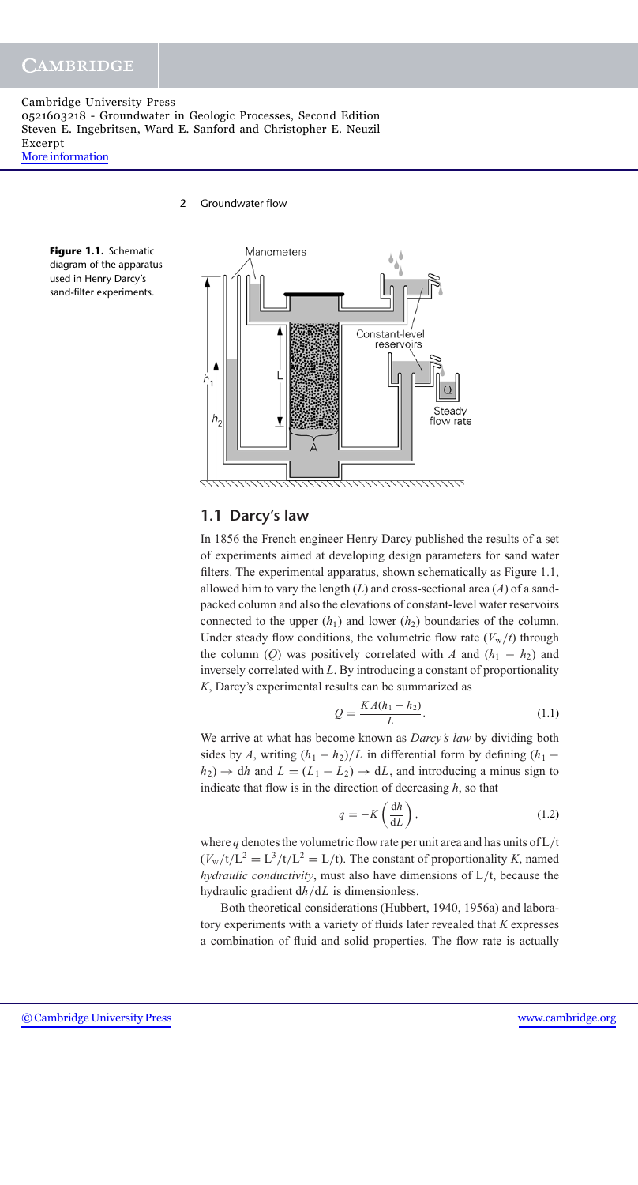**Figure 1.1.** Schematic diagram of the apparatus used in Henry Darcy's sand-filter experiments.

## 1.1 Darcy's law

In 1856 the French engineer Henry Darcy published the results of a set of experiments aimed at developing design parameters for sand water filters. The experimental apparatus, shown schematically as Figure 1.1, allowed him to vary the length ($L$) and cross-sectional area ($A$) of a sand-packed column and also the elevations of constant-level water reservoirs connected to the upper ($h_1$) and lower ($h_2$) boundaries of the column. Under steady flow conditions, the volumetric flow rate ($V_w/t$) through the column ($Q$) was positively correlated with $A$ and ($h_1 - h_2$) and inversely correlated with $L$. By introducing a constant of proportionality $K$, Darcy's experimental results can be summarized as

$$Q = \frac{KA(h_1 - h_2)}{L}. \tag{1.1}$$

We arrive at what has become known as *Darcy's law* by dividing both sides by $A$, writing $(h_1 - h_2)/L$ in differential form by defining $(h_1 - h_2) \rightarrow \mathrm{d}h$ and $L = (L_1 - L_2) \rightarrow \mathrm{d}L$, and introducing a minus sign to indicate that flow is in the direction of decreasing $h$, so that

$$q = -K\left(\frac{\mathrm{d}h}{\mathrm{d}L}\right), \tag{1.2}$$

where $q$ denotes the volumetric flow rate per unit area and has units of L/t ($V_w/\mathrm{t}/\mathrm{L}^2 = \mathrm{L}^3/\mathrm{t}/\mathrm{L}^2 = \mathrm{L}/\mathrm{t}$). The constant of proportionality $K$, named *hydraulic conductivity*, must also have dimensions of L/t, because the hydraulic gradient $\mathrm{d}h/\mathrm{d}L$ is dimensionless.

Both theoretical considerations (Hubbert, 1940, 1956a) and laboratory experiments with a variety of fluids later revealed that $K$ expresses a combination of fluid and solid properties. The flow rate is actually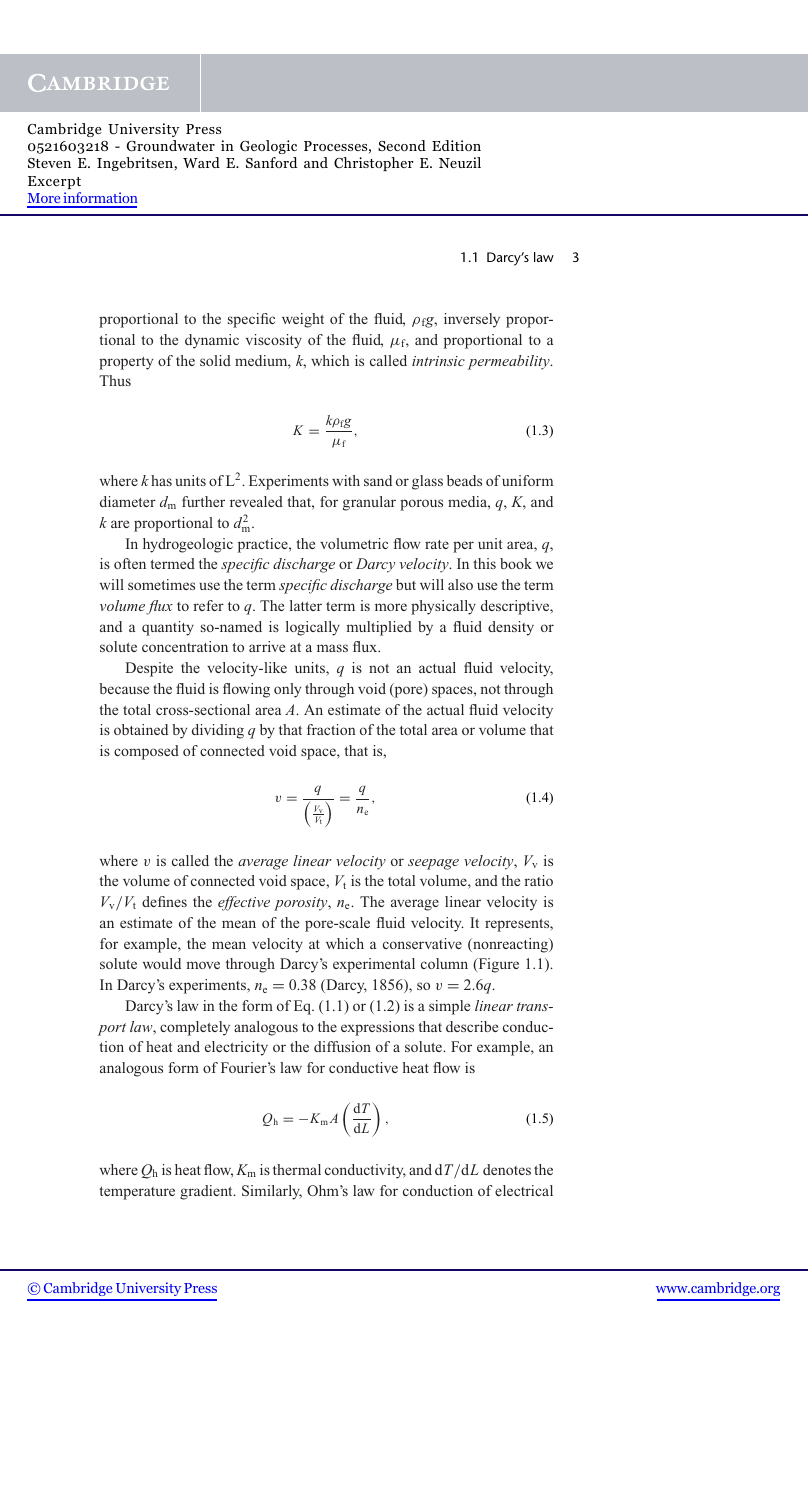proportional to the specific weight of the fluid, $\rho_f g$, inversely proportional to the dynamic viscosity of the fluid, $\mu_f$, and proportional to a property of the solid medium, $k$, which is called *intrinsic permeability*. Thus

$$K = \frac{k \rho_f g}{\mu_f}, \tag{1.3}$$

where $k$ has units of $L^2$. Experiments with sand or glass beads of uniform diameter $d_m$ further revealed that, for granular porous media, $q$, $K$, and $k$ are proportional to $d_m^2$.

In hydrogeologic practice, the volumetric flow rate per unit area, $q$, is often termed the *specific discharge* or *Darcy velocity*. In this book we will sometimes use the term *specific discharge* but will also use the term *volume flux* to refer to $q$. The latter term is more physically descriptive, and a quantity so-named is logically multiplied by a fluid density or solute concentration to arrive at a mass flux.

Despite the velocity-like units, $q$ is not an actual fluid velocity, because the fluid is flowing only through void (pore) spaces, not through the total cross-sectional area $A$. An estimate of the actual fluid velocity is obtained by dividing $q$ by that fraction of the total area or volume that is composed of connected void space, that is,

$$v = \frac{q}{\left(\frac{V_v}{V_t}\right)} = \frac{q}{n_e}, \tag{1.4}$$

where $v$ is called the *average linear velocity* or *seepage velocity*, $V_v$ is the volume of connected void space, $V_t$ is the total volume, and the ratio $V_v/V_t$ defines the *effective porosity*, $n_e$. The average linear velocity is an estimate of the mean of the pore-scale fluid velocity. It represents, for example, the mean velocity at which a conservative (nonreacting) solute would move through Darcy's experimental column (Figure 1.1). In Darcy's experiments, $n_e = 0.38$ (Darcy, 1856), so $v = 2.6q$.

Darcy's law in the form of Eq. (1.1) or (1.2) is a simple *linear transport law*, completely analogous to the expressions that describe conduction of heat and electricity or the diffusion of a solute. For example, an analogous form of Fourier's law for conductive heat flow is

$$Q_h = -K_m A \left(\frac{dT}{dL}\right), \tag{1.5}$$

where $Q_h$ is heat flow, $K_m$ is thermal conductivity, and $dT/dL$ denotes the temperature gradient. Similarly, Ohm's law for conduction of electrical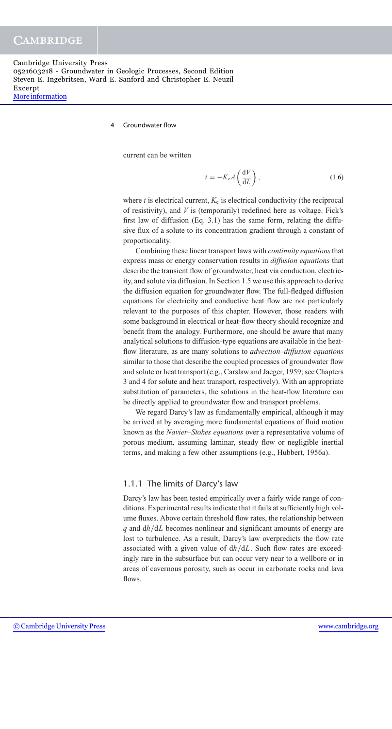current can be written

$$i = -K_e A \left( \frac{dV}{dL} \right), \tag{1.6}$$

where $i$ is electrical current, $K_e$ is electrical conductivity (the reciprocal of resistivity), and $V$ is (temporarily) redefined here as voltage. Fick's first law of diffusion (Eq. 3.1) has the same form, relating the diffusive flux of a solute to its concentration gradient through a constant of proportionality.

Combining these linear transport laws with *continuity equations* that express mass or energy conservation results in *diffusion equations* that describe the transient flow of groundwater, heat via conduction, electricity, and solute via diffusion. In Section 1.5 we use this approach to derive the diffusion equation for groundwater flow. The full-fledged diffusion equations for electricity and conductive heat flow are not particularly relevant to the purposes of this chapter. However, those readers with some background in electrical or heat-flow theory should recognize and benefit from the analogy. Furthermore, one should be aware that many analytical solutions to diffusion-type equations are available in the heat-flow literature, as are many solutions to *advection–diffusion equations* similar to those that describe the coupled processes of groundwater flow and solute or heat transport (e.g., Carslaw and Jaeger, 1959; see Chapters 3 and 4 for solute and heat transport, respectively). With an appropriate substitution of parameters, the solutions in the heat-flow literature can be directly applied to groundwater flow and transport problems.

We regard Darcy's law as fundamentally empirical, although it may be arrived at by averaging more fundamental equations of fluid motion known as the *Navier–Stokes equations* over a representative volume of porous medium, assuming laminar, steady flow or negligible inertial terms, and making a few other assumptions (e.g., Hubbert, 1956a).

### 1.1.1 The limits of Darcy's law

Darcy's law has been tested empirically over a fairly wide range of conditions. Experimental results indicate that it fails at sufficiently high volume fluxes. Above certain threshold flow rates, the relationship between $q$ and $dh/dL$ becomes nonlinear and significant amounts of energy are lost to turbulence. As a result, Darcy's law overpredicts the flow rate associated with a given value of $dh/dL$. Such flow rates are exceedingly rare in the subsurface but can occur very near to a wellbore or in areas of cavernous porosity, such as occur in carbonate rocks and lava flows.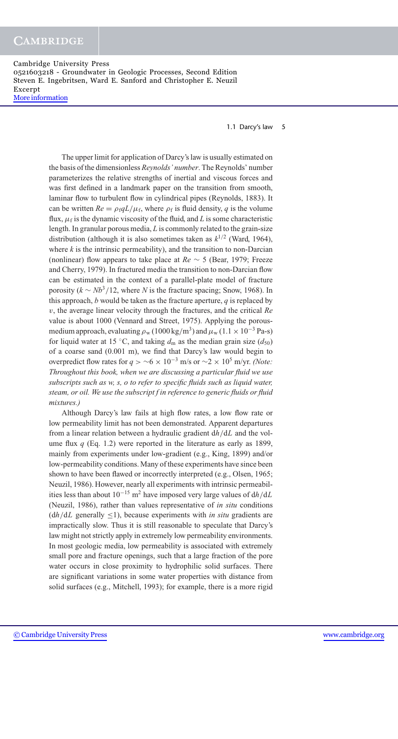The upper limit for application of Darcy's law is usually estimated on the basis of the dimensionless *Reynolds' number*. The Reynolds' number parameterizes the relative strengths of inertial and viscous forces and was first defined in a landmark paper on the transition from smooth, laminar flow to turbulent flow in cylindrical pipes (Reynolds, 1883). It can be written $Re = \rho_f q L / \mu_f$, where $\rho_f$ is fluid density, $q$ is the volume flux, $\mu_f$ is the dynamic viscosity of the fluid, and $L$ is some characteristic length. In granular porous media, $L$ is commonly related to the grain-size distribution (although it is also sometimes taken as $k^{1/2}$ (Ward, 1964), where $k$ is the intrinsic permeability), and the transition to non-Darcian (nonlinear) flow appears to take place at $Re \sim 5$ (Bear, 1979; Freeze and Cherry, 1979). In fractured media the transition to non-Darcian flow can be estimated in the context of a parallel-plate model of fracture porosity ($k \sim Nb^3/12$, where $N$ is the fracture spacing; Snow, 1968). In this approach, $b$ would be taken as the fracture aperture, $q$ is replaced by $v$, the average linear velocity through the fractures, and the critical $Re$ value is about 1000 (Vennard and Street, 1975). Applying the porous-medium approach, evaluating $\rho_w$ ($1000\,\mathrm{kg/m^3}$) and $\mu_w$ ($1.1 \times 10^{-3}$ Pa-s) for liquid water at 15 °C, and taking $d_m$ as the median grain size ($d_{50}$) of a coarse sand (0.001 m), we find that Darcy's law would begin to overpredict flow rates for $q > \sim 6 \times 10^{-3}$ m/s or $\sim 2 \times 10^5$ m/yr. *(Note: Throughout this book, when we are discussing a particular fluid we use subscripts such as w, s, o to refer to specific fluids such as liquid water, steam, or oil. We use the subscript f in reference to generic fluids or fluid mixtures.)*

Although Darcy's law fails at high flow rates, a low flow rate or low permeability limit has not been demonstrated. Apparent departures from a linear relation between a hydraulic gradient $dh/dL$ and the volume flux $q$ (Eq. 1.2) were reported in the literature as early as 1899, mainly from experiments under low-gradient (e.g., King, 1899) and/or low-permeability conditions. Many of these experiments have since been shown to have been flawed or incorrectly interpreted (e.g., Olsen, 1965; Neuzil, 1986). However, nearly all experiments with intrinsic permeabilities less than about $10^{-15}$ m$^2$ have imposed very large values of $dh/dL$ (Neuzil, 1986), rather than values representative of *in situ* conditions ($dh/dL$ generally $\leq 1$), because experiments with *in situ* gradients are impractically slow. Thus it is still reasonable to speculate that Darcy's law might not strictly apply in extremely low permeability environments. In most geologic media, low permeability is associated with extremely small pore and fracture openings, such that a large fraction of the pore water occurs in close proximity to hydrophilic solid surfaces. There are significant variations in some water properties with distance from solid surfaces (e.g., Mitchell, 1993); for example, there is a more rigid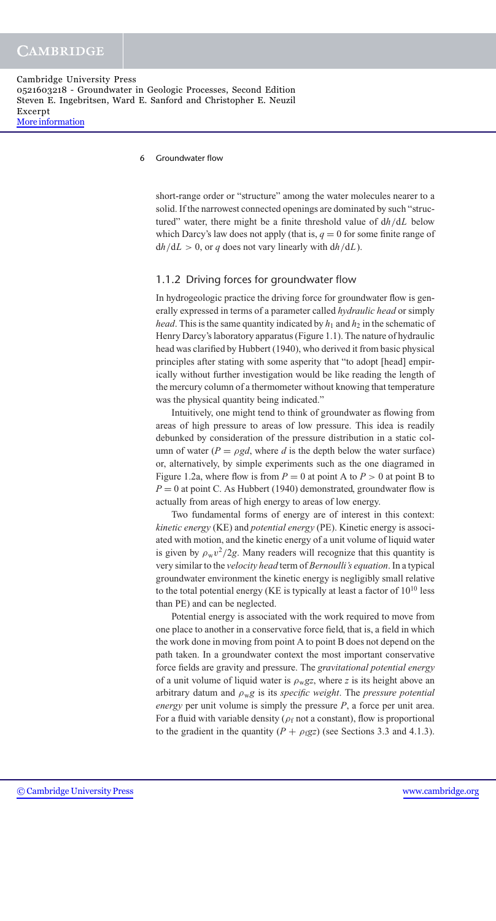short-range order or "structure" among the water molecules nearer to a solid. If the narrowest connected openings are dominated by such "structured" water, there might be a finite threshold value of $dh/dL$ below which Darcy's law does not apply (that is, $q = 0$ for some finite range of $dh/dL > 0$, or $q$ does not vary linearly with $dh/dL$).

### 1.1.2 Driving forces for groundwater flow

In hydrogeologic practice the driving force for groundwater flow is generally expressed in terms of a parameter called *hydraulic head* or simply *head*. This is the same quantity indicated by $h_1$ and $h_2$ in the schematic of Henry Darcy's laboratory apparatus (Figure 1.1). The nature of hydraulic head was clarified by Hubbert (1940), who derived it from basic physical principles after stating with some asperity that "to adopt [head] empirically without further investigation would be like reading the length of the mercury column of a thermometer without knowing that temperature was the physical quantity being indicated."

Intuitively, one might tend to think of groundwater as flowing from areas of high pressure to areas of low pressure. This idea is readily debunked by consideration of the pressure distribution in a static column of water ($P = \rho g d$, where $d$ is the depth below the water surface) or, alternatively, by simple experiments such as the one diagramed in Figure 1.2a, where flow is from $P = 0$ at point A to $P > 0$ at point B to $P = 0$ at point C. As Hubbert (1940) demonstrated, groundwater flow is actually from areas of high energy to areas of low energy.

Two fundamental forms of energy are of interest in this context: *kinetic energy* (KE) and *potential energy* (PE). Kinetic energy is associated with motion, and the kinetic energy of a unit volume of liquid water is given by $\rho_w v^2/2g$. Many readers will recognize that this quantity is very similar to the *velocity head* term of *Bernoulli's equation*. In a typical groundwater environment the kinetic energy is negligibly small relative to the total potential energy (KE is typically at least a factor of $10^{10}$ less than PE) and can be neglected.

Potential energy is associated with the work required to move from one place to another in a conservative force field, that is, a field in which the work done in moving from point A to point B does not depend on the path taken. In a groundwater context the most important conservative force fields are gravity and pressure. The *gravitational potential energy* of a unit volume of liquid water is $\rho_w g z$, where $z$ is its height above an arbitrary datum and $\rho_w g$ is its *specific weight*. The *pressure potential energy* per unit volume is simply the pressure $P$, a force per unit area. For a fluid with variable density ($\rho_f$ not a constant), flow is proportional to the gradient in the quantity $(P + \rho_f g z)$ (see Sections 3.3 and 4.1.3).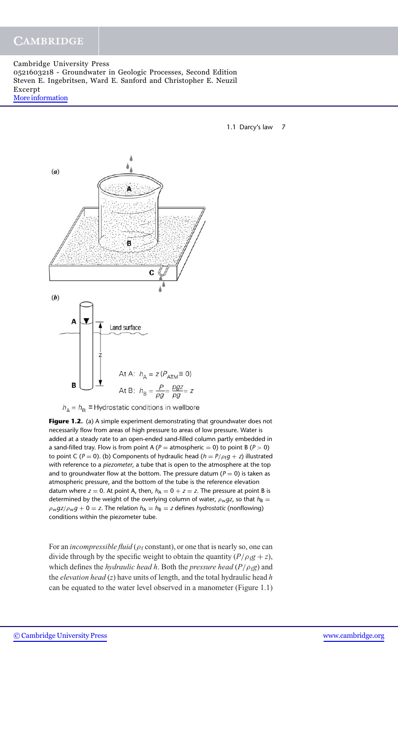**Figure 1.2.** (a) A simple experiment demonstrating that groundwater does not necessarily flow from areas of high pressure to areas of low pressure. Water is added at a steady rate to an open-ended sand-filled column partly embedded in a sand-filled tray. Flow is from point A ($P$ = atmospheric = 0) to point B ($P > 0$) to point C ($P = 0$). (b) Components of hydraulic head ($h = P/\rho_f g + z$) illustrated with reference to a *piezometer*, a tube that is open to the atmosphere at the top and to groundwater flow at the bottom. The pressure datum ($P = 0$) is taken as atmospheric pressure, and the bottom of the tube is the reference elevation datum where $z = 0$. At point A, then, $h_A = 0 + z = z$. The pressure at point B is determined by the weight of the overlying column of water, $\rho_w g z$, so that $h_B = \rho_w g z/\rho_w g + 0 = z$. The relation $h_A = h_B = z$ defines *hydrostatic* (nonflowing) conditions within the piezometer tube.

For an *incompressible fluid* ($\rho_f$ constant), or one that is nearly so, one can divide through by the specific weight to obtain the quantity ($P/\rho_f g + z$), which defines the *hydraulic head* $h$. Both the *pressure head* ($P/\rho_f g$) and the *elevation head* ($z$) have units of length, and the total hydraulic head $h$ can be equated to the water level observed in a manometer (Figure 1.1)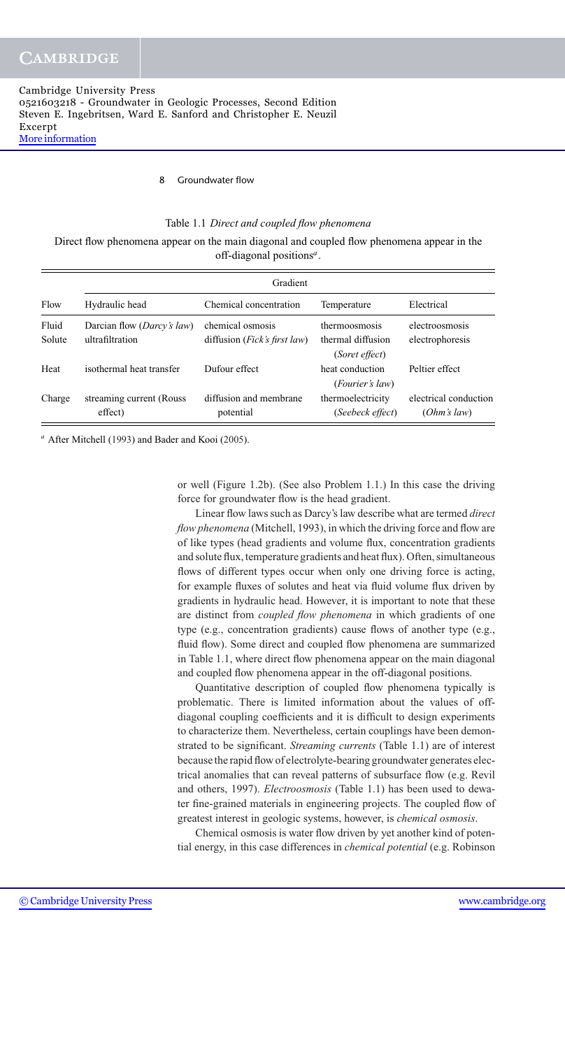Table 1.1 *Direct and coupled flow phenomena*

Direct flow phenomena appear on the main diagonal and coupled flow phenomena appear in the off-diagonal positions[a].

| Flow | Gradient | | | |
|---|---|---|---|---|
| | Hydraulic head | Chemical concentration | Temperature | Electrical |
| Fluid | Darcian flow (*Darcy's law*) | chemical osmosis | thermoosmosis | electroosmosis |
| Solute | ultrafiltration | diffusion (*Fick's first law*) | thermal diffusion (*Soret effect*) | electrophoresis |
| Heat | isothermal heat transfer | Dufour effect | heat conduction (*Fourier's law*) | Peltier effect |
| Charge | streaming current (Rouss effect) | diffusion and membrane potential | thermoelectricity (*Seebeck effect*) | electrical conduction (*Ohm's law*) |

[a] After Mitchell (1993) and Bader and Kooi (2005).

or well (Figure 1.2b). (See also Problem 1.1.) In this case the driving force for groundwater flow is the head gradient.

Linear flow laws such as Darcy's law describe what are termed *direct flow phenomena* (Mitchell, 1993), in which the driving force and flow are of like types (head gradients and volume flux, concentration gradients and solute flux, temperature gradients and heat flux). Often, simultaneous flows of different types occur when only one driving force is acting, for example fluxes of solutes and heat via fluid volume flux driven by gradients in hydraulic head. However, it is important to note that these are distinct from *coupled flow phenomena* in which gradients of one type (e.g., concentration gradients) cause flows of another type (e.g., fluid flow). Some direct and coupled flow phenomena are summarized in Table 1.1, where direct flow phenomena appear on the main diagonal and coupled flow phenomena appear in the off-diagonal positions.

Quantitative description of coupled flow phenomena typically is problematic. There is limited information about the values of off-diagonal coupling coefficients and it is difficult to design experiments to characterize them. Nevertheless, certain couplings have been demonstrated to be significant. *Streaming currents* (Table 1.1) are of interest because the rapid flow of electrolyte-bearing groundwater generates electrical anomalies that can reveal patterns of subsurface flow (e.g. Revil and others, 1997). *Electroosmosis* (Table 1.1) has been used to dewater fine-grained materials in engineering projects. The coupled flow of greatest interest in geologic systems, however, is *chemical osmosis*.

Chemical osmosis is water flow driven by yet another kind of potential energy, in this case differences in *chemical potential* (e.g. Robinson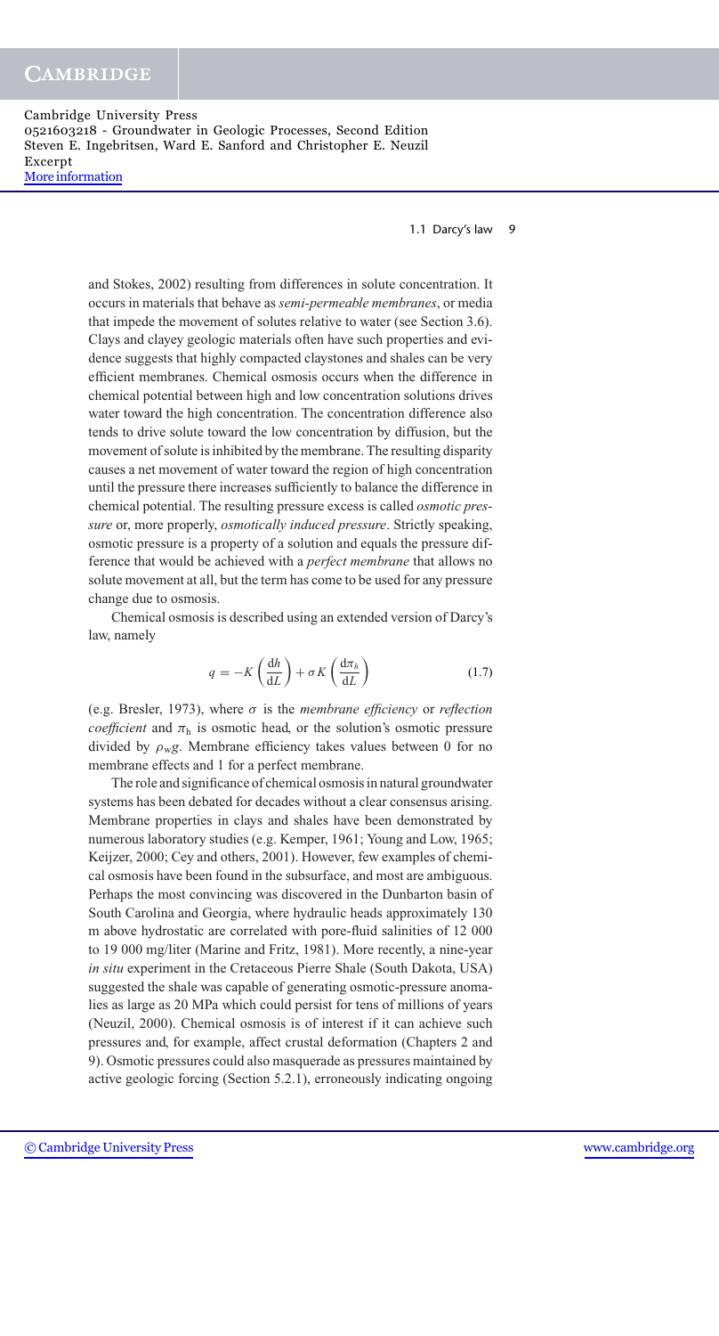and Stokes, 2002) resulting from differences in solute concentration. It occurs in materials that behave as *semi-permeable membranes*, or media that impede the movement of solutes relative to water (see Section 3.6). Clays and clayey geologic materials often have such properties and evidence suggests that highly compacted claystones and shales can be very efficient membranes. Chemical osmosis occurs when the difference in chemical potential between high and low concentration solutions drives water toward the high concentration. The concentration difference also tends to drive solute toward the low concentration by diffusion, but the movement of solute is inhibited by the membrane. The resulting disparity causes a net movement of water toward the region of high concentration until the pressure there increases sufficiently to balance the difference in chemical potential. The resulting pressure excess is called *osmotic pressure* or, more properly, *osmotically induced pressure*. Strictly speaking, osmotic pressure is a property of a solution and equals the pressure difference that would be achieved with a *perfect membrane* that allows no solute movement at all, but the term has come to be used for any pressure change due to osmosis.

Chemical osmosis is described using an extended version of Darcy's law, namely

$$q = -K\left(\frac{\mathrm{d}h}{\mathrm{d}L}\right) + \sigma K\left(\frac{\mathrm{d}\pi_h}{\mathrm{d}L}\right) \tag{1.7}$$

(e.g. Bresler, 1973), where $\sigma$ is the *membrane efficiency* or *reflection coefficient* and $\pi_h$ is osmotic head, or the solution's osmotic pressure divided by $\rho_w g$. Membrane efficiency takes values between 0 for no membrane effects and 1 for a perfect membrane.

The role and significance of chemical osmosis in natural groundwater systems has been debated for decades without a clear consensus arising. Membrane properties in clays and shales have been demonstrated by numerous laboratory studies (e.g. Kemper, 1961; Young and Low, 1965; Keijzer, 2000; Cey and others, 2001). However, few examples of chemical osmosis have been found in the subsurface, and most are ambiguous. Perhaps the most convincing was discovered in the Dunbarton basin of South Carolina and Georgia, where hydraulic heads approximately 130 m above hydrostatic are correlated with pore-fluid salinities of 12 000 to 19 000 mg/liter (Marine and Fritz, 1981). More recently, a nine-year *in situ* experiment in the Cretaceous Pierre Shale (South Dakota, USA) suggested the shale was capable of generating osmotic-pressure anomalies as large as 20 MPa which could persist for tens of millions of years (Neuzil, 2000). Chemical osmosis is of interest if it can achieve such pressures and, for example, affect crustal deformation (Chapters 2 and 9). Osmotic pressures could also masquerade as pressures maintained by active geologic forcing (Section 5.2.1), erroneously indicating ongoing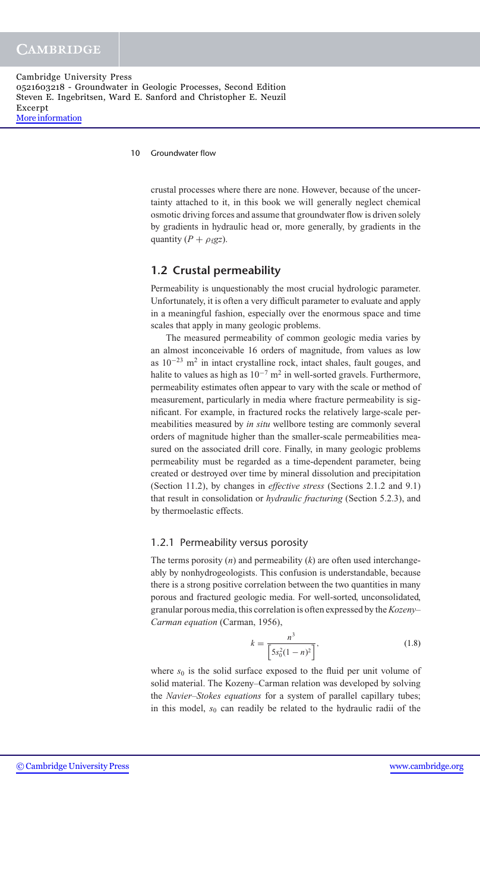crustal processes where there are none. However, because of the uncertainty attached to it, in this book we will generally neglect chemical osmotic driving forces and assume that groundwater flow is driven solely by gradients in hydraulic head or, more generally, by gradients in the quantity $(P + \rho_f g z)$.

## 1.2 Crustal permeability

Permeability is unquestionably the most crucial hydrologic parameter. Unfortunately, it is often a very difficult parameter to evaluate and apply in a meaningful fashion, especially over the enormous space and time scales that apply in many geologic problems.

The measured permeability of common geologic media varies by an almost inconceivable 16 orders of magnitude, from values as low as $10^{-23}$ m$^2$ in intact crystalline rock, intact shales, fault gouges, and halite to values as high as $10^{-7}$ m$^2$ in well-sorted gravels. Furthermore, permeability estimates often appear to vary with the scale or method of measurement, particularly in media where fracture permeability is significant. For example, in fractured rocks the relatively large-scale permeabilities measured by *in situ* wellbore testing are commonly several orders of magnitude higher than the smaller-scale permeabilities measured on the associated drill core. Finally, in many geologic problems permeability must be regarded as a time-dependent parameter, being created or destroyed over time by mineral dissolution and precipitation (Section 11.2), by changes in *effective stress* (Sections 2.1.2 and 9.1) that result in consolidation or *hydraulic fracturing* (Section 5.2.3), and by thermoelastic effects.

### 1.2.1 Permeability versus porosity

The terms porosity ($n$) and permeability ($k$) are often used interchangeably by nonhydrogeologists. This confusion is understandable, because there is a strong positive correlation between the two quantities in many porous and fractured geologic media. For well-sorted, unconsolidated, granular porous media, this correlation is often expressed by the *Kozeny–Carman equation* (Carman, 1956),

$$k = \frac{n^3}{\left[5s_0^2(1-n)^2\right]}, \tag{1.8}$$

where $s_0$ is the solid surface exposed to the fluid per unit volume of solid material. The Kozeny–Carman relation was developed by solving the *Navier–Stokes equations* for a system of parallel capillary tubes; in this model, $s_0$ can readily be related to the hydraulic radii of the